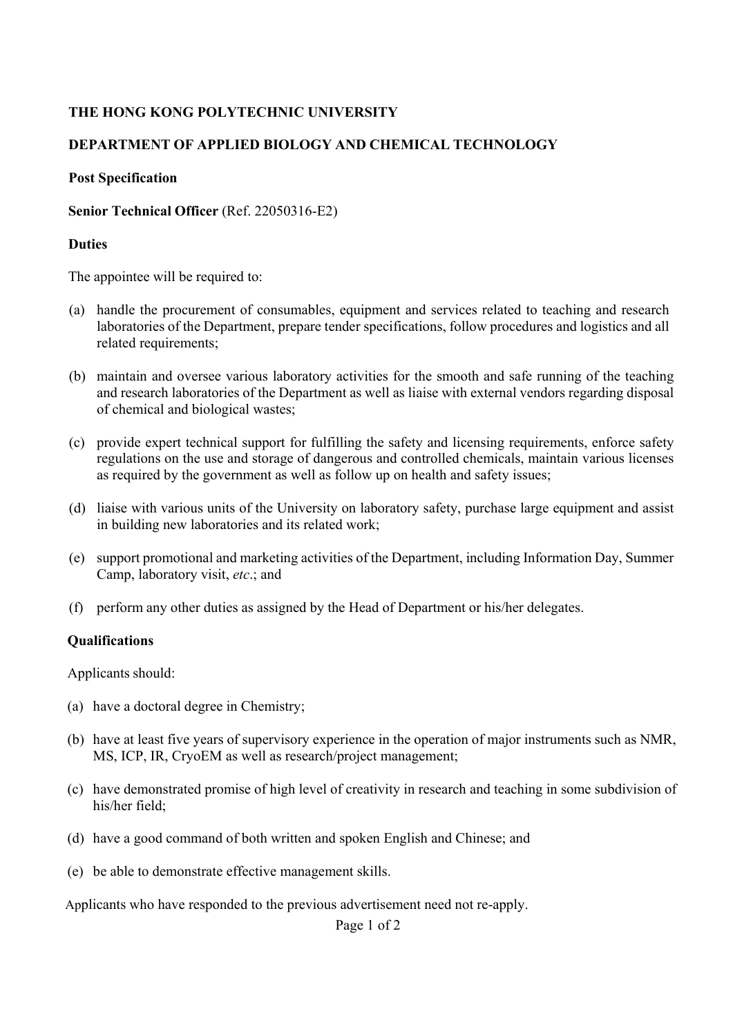**THE HONG KONG POLYTECHNIC UNIVERSITY**

**DEPARTMENT OF APPLIED BIOLOGY AND CHEMICAL TECHNOLOGY**

**Post Specification**

**Senior Technical Officer** (Ref. 22050316-E2)

**Duties**

The appointee will be required to:

(a) handle the procurement of consumables, equipment and services related to teaching and research laboratories of the Department, prepare tender specifications, follow procedures and logistics and all related requirements;

(b) maintain and oversee various laboratory activities for the smooth and safe running of the teaching and research laboratories of the Department as well as liaise with external vendors regarding disposal of chemical and biological wastes;

(c) provide expert technical support for fulfilling the safety and licensing requirements, enforce safety regulations on the use and storage of dangerous and controlled chemicals, maintain various licenses as required by the government as well as follow up on health and safety issues;

(d) liaise with various units of the University on laboratory safety, purchase large equipment and assist in building new laboratories and its related work;

(e) support promotional and marketing activities of the Department, including Information Day, Summer Camp, laboratory visit, *etc*.; and

(f) perform any other duties as assigned by the Head of Department or his/her delegates.

**Qualifications**

Applicants should:

(a) have a doctoral degree in Chemistry;

(b) have at least five years of supervisory experience in the operation of major instruments such as NMR, MS, ICP, IR, CryoEM as well as research/project management;

(c) have demonstrated promise of high level of creativity in research and teaching in some subdivision of his/her field;

(d) have a good command of both written and spoken English and Chinese; and

(e) be able to demonstrate effective management skills.

Applicants who have responded to the previous advertisement need not re-apply.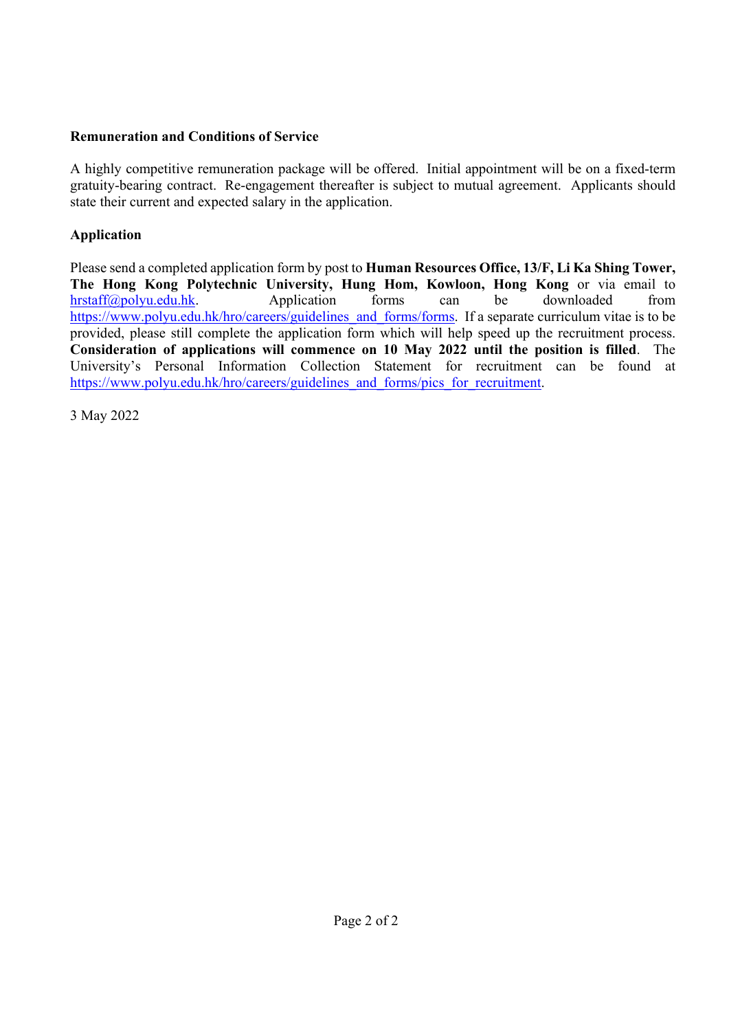**Remuneration and Conditions of Service**

A highly competitive remuneration package will be offered. Initial appointment will be on a fixed-term gratuity-bearing contract. Re-engagement thereafter is subject to mutual agreement. Applicants should state their current and expected salary in the application.

**Application**

Please send a completed application form by post to **Human Resources Office, 13/F, Li Ka Shing Tower, The Hong Kong Polytechnic University, Hung Hom, Kowloon, Hong Kong** or via email to hrstaff@polyu.edu.hk. Application forms can be downloaded from https://www.polyu.edu.hk/hro/careers/guidelines_and_forms/forms. If a separate curriculum vitae is to be provided, please still complete the application form which will help speed up the recruitment process. **Consideration of applications will commence on 10 May 2022 until the position is filled**. The University's Personal Information Collection Statement for recruitment can be found at https://www.polyu.edu.hk/hro/careers/guidelines_and_forms/pics_for_recruitment.

3 May 2022